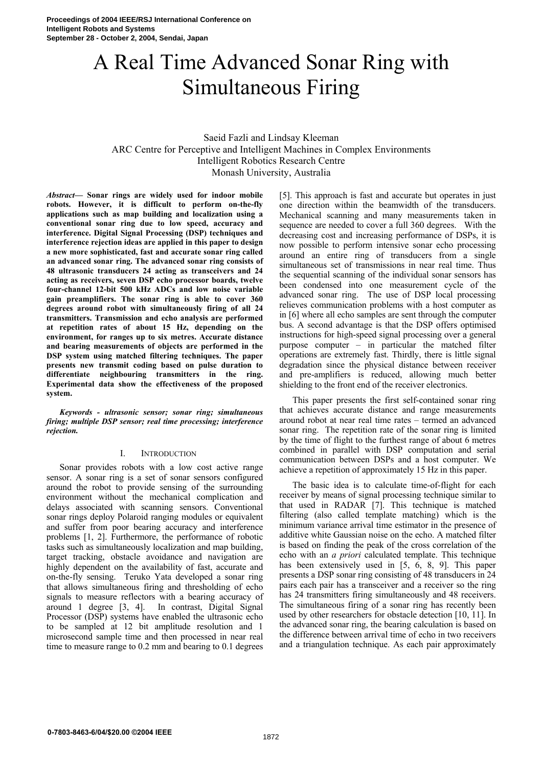# A Real Time Advanced Sonar Ring with Simultaneous Firing

Saeid Fazli and Lindsay Kleeman
ARC Centre for Perceptive and Intelligent Machines in Complex Environments
Intelligent Robotics Research Centre
Monash University, Australia

***Abstract*— Sonar rings are widely used for indoor mobile robots. However, it is difficult to perform on-the-fly applications such as map building and localization using a conventional sonar ring due to low speed, accuracy and interference. Digital Signal Processing (DSP) techniques and interference rejection ideas are applied in this paper to design a new more sophisticated, fast and accurate sonar ring called an advanced sonar ring. The advanced sonar ring consists of 48 ultrasonic transducers 24 acting as transceivers and 24 acting as receivers, seven DSP echo processor boards, twelve four-channel 12-bit 500 kHz ADCs and low noise variable gain preamplifiers. The sonar ring is able to cover 360 degrees around robot with simultaneously firing of all 24 transmitters. Transmission and echo analysis are performed at repetition rates of about 15 Hz, depending on the environment, for ranges up to six metres. Accurate distance and bearing measurements of objects are performed in the DSP system using matched filtering techniques. The paper presents new transmit coding based on pulse duration to differentiate neighbouring transmitters in the ring. Experimental data show the effectiveness of the proposed system.**

***Keywords - ultrasonic sensor; sonar ring; simultaneous firing; multiple DSP sensor; real time processing; interference rejection.***

## I. INTRODUCTION

Sonar provides robots with a low cost active range sensor. A sonar ring is a set of sonar sensors configured around the robot to provide sensing of the surrounding environment without the mechanical complication and delays associated with scanning sensors. Conventional sonar rings deploy Polaroid ranging modules or equivalent and suffer from poor bearing accuracy and interference problems [1, 2]. Furthermore, the performance of robotic tasks such as simultaneously localization and map building, target tracking, obstacle avoidance and navigation are highly dependent on the availability of fast, accurate and on-the-fly sensing. Teruko Yata developed a sonar ring that allows simultaneous firing and thresholding of echo signals to measure reflectors with a bearing accuracy of around 1 degree [3, 4]. In contrast, Digital Signal Processor (DSP) systems have enabled the ultrasonic echo to be sampled at 12 bit amplitude resolution and 1 microsecond sample time and then processed in near real time to measure range to 0.2 mm and bearing to 0.1 degrees [5]. This approach is fast and accurate but operates in just one direction within the beamwidth of the transducers. Mechanical scanning and many measurements taken in sequence are needed to cover a full 360 degrees. With the decreasing cost and increasing performance of DSPs, it is now possible to perform intensive sonar echo processing around an entire ring of transducers from a single simultaneous set of transmissions in near real time. Thus the sequential scanning of the individual sonar sensors has been condensed into one measurement cycle of the advanced sonar ring. The use of DSP local processing relieves communication problems with a host computer as in [6] where all echo samples are sent through the computer bus. A second advantage is that the DSP offers optimised instructions for high-speed signal processing over a general purpose computer – in particular the matched filter operations are extremely fast. Thirdly, there is little signal degradation since the physical distance between receiver and pre-amplifiers is reduced, allowing much better shielding to the front end of the receiver electronics.

This paper presents the first self-contained sonar ring that achieves accurate distance and range measurements around robot at near real time rates – termed an advanced sonar ring. The repetition rate of the sonar ring is limited by the time of flight to the furthest range of about 6 metres combined in parallel with DSP computation and serial communication between DSPs and a host computer. We achieve a repetition of approximately 15 Hz in this paper.

The basic idea is to calculate time-of-flight for each receiver by means of signal processing technique similar to that used in RADAR [7]. This technique is matched filtering (also called template matching) which is the minimum variance arrival time estimator in the presence of additive white Gaussian noise on the echo. A matched filter is based on finding the peak of the cross correlation of the echo with an *a priori* calculated template. This technique has been extensively used in [5, 6, 8, 9]. This paper presents a DSP sonar ring consisting of 48 transducers in 24 pairs each pair has a transceiver and a receiver so the ring has 24 transmitters firing simultaneously and 48 receivers. The simultaneous firing of a sonar ring has recently been used by other researchers for obstacle detection [10, 11]. In the advanced sonar ring, the bearing calculation is based on the difference between arrival time of echo in two receivers and a triangulation technique. As each pair approximately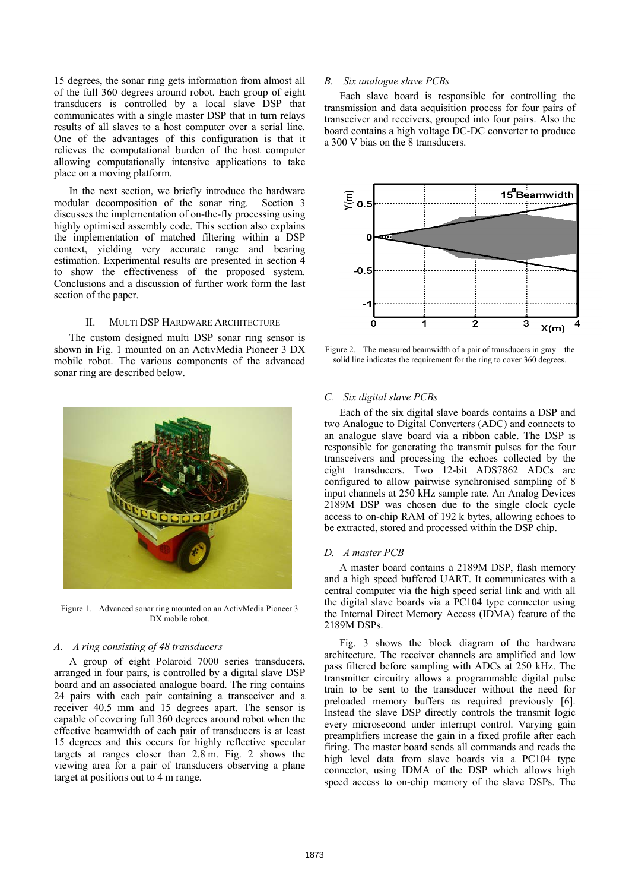15 degrees, the sonar ring gets information from almost all of the full 360 degrees around robot. Each group of eight transducers is controlled by a local slave DSP that communicates with a single master DSP that in turn relays results of all slaves to a host computer over a serial line. One of the advantages of this configuration is that it relieves the computational burden of the host computer allowing computationally intensive applications to take place on a moving platform.

In the next section, we briefly introduce the hardware modular decomposition of the sonar ring. Section 3 discusses the implementation of on-the-fly processing using highly optimised assembly code. This section also explains the implementation of matched filtering within a DSP context, yielding very accurate range and bearing estimation. Experimental results are presented in section 4 to show the effectiveness of the proposed system. Conclusions and a discussion of further work form the last section of the paper.

## II. Multi DSP Hardware Architecture

The custom designed multi DSP sonar ring sensor is shown in Fig. 1 mounted on an ActivMedia Pioneer 3 DX mobile robot. The various components of the advanced sonar ring are described below.

Figure 1. Advanced sonar ring mounted on an ActivMedia Pioneer 3 DX mobile robot.

### *A. A ring consisting of 48 transducers*

A group of eight Polaroid 7000 series transducers, arranged in four pairs, is controlled by a digital slave DSP board and an associated analogue board. The ring contains 24 pairs with each pair containing a transceiver and a receiver 40.5 mm and 15 degrees apart. The sensor is capable of covering full 360 degrees around robot when the effective beamwidth of each pair of transducers is at least 15 degrees and this occurs for highly reflective specular targets at ranges closer than 2.8 m. Fig. 2 shows the viewing area for a pair of transducers observing a plane target at positions out to 4 m range.

### *B. Six analogue slave PCBs*

Each slave board is responsible for controlling the transmission and data acquisition process for four pairs of transceiver and receivers, grouped into four pairs. Also the board contains a high voltage DC-DC converter to produce a 300 V bias on the 8 transducers.

Figure 2. The measured beamwidth of a pair of transducers in gray – the solid line indicates the requirement for the ring to cover 360 degrees.

### *C. Six digital slave PCBs*

Each of the six digital slave boards contains a DSP and two Analogue to Digital Converters (ADC) and connects to an analogue slave board via a ribbon cable. The DSP is responsible for generating the transmit pulses for the four transceivers and processing the echoes collected by the eight transducers. Two 12-bit ADS7862 ADCs are configured to allow pairwise synchronised sampling of 8 input channels at 250 kHz sample rate. An Analog Devices 2189M DSP was chosen due to the single clock cycle access to on-chip RAM of 192 k bytes, allowing echoes to be extracted, stored and processed within the DSP chip.

### *D. A master PCB*

A master board contains a 2189M DSP, flash memory and a high speed buffered UART. It communicates with a central computer via the high speed serial link and with all the digital slave boards via a PC104 type connector using the Internal Direct Memory Access (IDMA) feature of the 2189M DSPs.

Fig. 3 shows the block diagram of the hardware architecture. The receiver channels are amplified and low pass filtered before sampling with ADCs at 250 kHz. The transmitter circuitry allows a programmable digital pulse train to be sent to the transducer without the need for preloaded memory buffers as required previously [6]. Instead the slave DSP directly controls the transmit logic every microsecond under interrupt control. Varying gain preamplifiers increase the gain in a fixed profile after each firing. The master board sends all commands and reads the high level data from slave boards via a PC104 type connector, using IDMA of the DSP which allows high speed access to on-chip memory of the slave DSPs. The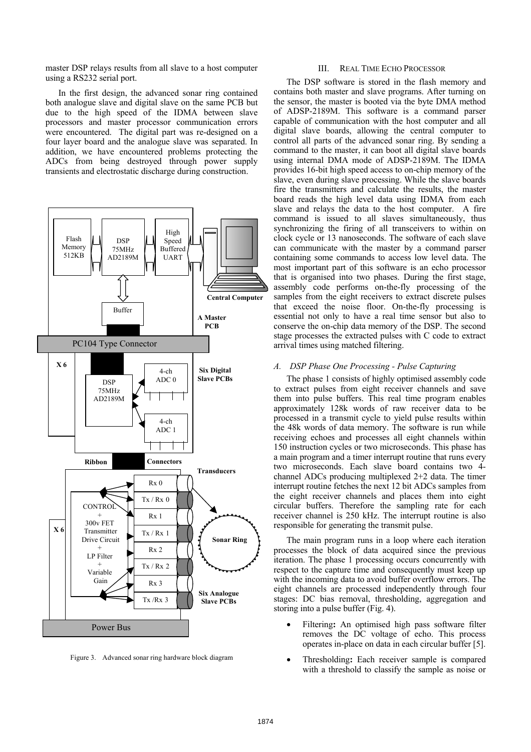master DSP relays results from all slave to a host computer using a RS232 serial port.

In the first design, the advanced sonar ring contained both analogue slave and digital slave on the same PCB but due to the high speed of the IDMA between slave processors and master processor communication errors were encountered. The digital part was re-designed on a four layer board and the analogue slave was separated. In addition, we have encountered problems protecting the ADCs from being destroyed through power supply transients and electrostatic discharge during construction.

Figure 3. Advanced sonar ring hardware block diagram

## III. REAL TIME ECHO PROCESSOR

The DSP software is stored in the flash memory and contains both master and slave programs. After turning on the sensor, the master is booted via the byte DMA method of ADSP-2189M. This software is a command parser capable of communication with the host computer and all digital slave boards, allowing the central computer to control all parts of the advanced sonar ring. By sending a command to the master, it can boot all digital slave boards using internal DMA mode of ADSP-2189M. The IDMA provides 16-bit high speed access to on-chip memory of the slave, even during slave processing. While the slave boards fire the transmitters and calculate the results, the master board reads the high level data using IDMA from each slave and relays the data to the host computer. A fire command is issued to all slaves simultaneously, thus synchronizing the firing of all transceivers to within on clock cycle or 13 nanoseconds. The software of each slave can communicate with the master by a command parser containing some commands to access low level data. The most important part of this software is an echo processor that is organised into two phases. During the first stage, assembly code performs on-the-fly processing of the samples from the eight receivers to extract discrete pulses that exceed the noise floor. On-the-fly processing is essential not only to have a real time sensor but also to conserve the on-chip data memory of the DSP. The second stage processes the extracted pulses with C code to extract arrival times using matched filtering.

### *A. DSP Phase One Processing - Pulse Capturing*

The phase 1 consists of highly optimised assembly code to extract pulses from eight receiver channels and save them into pulse buffers. This real time program enables approximately 128k words of raw receiver data to be processed in a transmit cycle to yield pulse results within the 48k words of data memory. The software is run while receiving echoes and processes all eight channels within 150 instruction cycles or two microseconds. This phase has a main program and a timer interrupt routine that runs every two microseconds. Each slave board contains two 4-channel ADCs producing multiplexed 2+2 data. The timer interrupt routine fetches the next 12 bit ADCs samples from the eight receiver channels and places them into eight circular buffers. Therefore the sampling rate for each receiver channel is 250 kHz. The interrupt routine is also responsible for generating the transmit pulse.

The main program runs in a loop where each iteration processes the block of data acquired since the previous iteration. The phase 1 processing occurs concurrently with respect to the capture time and consequently must keep up with the incoming data to avoid buffer overflow errors. The eight channels are processed independently through four stages: DC bias removal, thresholding, aggregation and storing into a pulse buffer (Fig. 4).

- Filtering**:** An optimised high pass software filter removes the DC voltage of echo. This process operates in-place on data in each circular buffer [5].
- Thresholding**:** Each receiver sample is compared with a threshold to classify the sample as noise or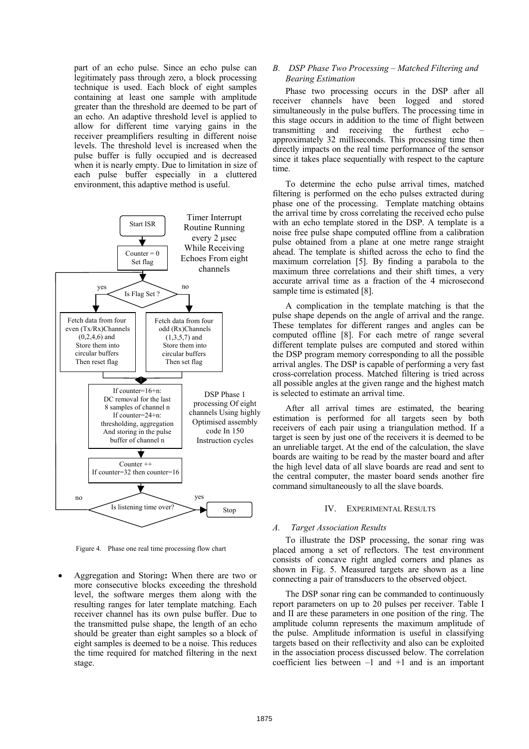part of an echo pulse. Since an echo pulse can legitimately pass through zero, a block processing technique is used. Each block of eight samples containing at least one sample with amplitude greater than the threshold are deemed to be part of an echo. An adaptive threshold level is applied to allow for different time varying gains in the receiver preamplifiers resulting in different noise levels. The threshold level is increased when the pulse buffer is fully occupied and is decreased when it is nearly empty. Due to limitation in size of each pulse buffer especially in a cluttered environment, this adaptive method is useful.

```
Start ISR
  -> Counter = 0, Set flag
  -> Is Flag Set ?
       yes: Fetch data from four even (Tx/Rx)Channels (0,2,4,6) and Store them into circular buffers Then reset flag
       no:  Fetch data from four odd (Rx)Channels (1,3,5,7) and Store them into circular buffers Then set flag
  -> If counter=16+n: DC removal for the last 8 samples of channel n
     If counter=24+n: thresholding, aggregation And storing in the pulse buffer of channel n
  -> Counter ++
     If counter=32 then counter=16
  -> Is listening time over?
       no: back to "Is Flag Set ?"
       yes: Stop

Timer Interrupt Routine Running every 2 μsec While Receiving Echoes From eight channels

DSP Phase 1 processing Of eight channels Using highly Optimised assembly code In 150 Instruction cycles
```

Figure 4. Phase one real time processing flow chart

- Aggregation and Storing**:** When there are two or more consecutive blocks exceeding the threshold level, the software merges them along with the resulting ranges for later template matching. Each receiver channel has its own pulse buffer. Due to the transmitted pulse shape, the length of an echo should be greater than eight samples so a block of eight samples is deemed to be a noise. This reduces the time required for matched filtering in the next stage.

### *B. DSP Phase Two Processing – Matched Filtering and Bearing Estimation*

Phase two processing occurs in the DSP after all receiver channels have been logged and stored simultaneously in the pulse buffers. The processing time in this stage occurs in addition to the time of flight between transmitting and receiving the furthest echo – approximately 32 milliseconds. This processing time then directly impacts on the real time performance of the sensor since it takes place sequentially with respect to the capture time.

To determine the echo pulse arrival times, matched filtering is performed on the echo pulses extracted during phase one of the processing. Template matching obtains the arrival time by cross correlating the received echo pulse with an echo template stored in the DSP. A template is a noise free pulse shape computed offline from a calibration pulse obtained from a plane at one metre range straight ahead. The template is shifted across the echo to find the maximum correlation [5]. By finding a parabola to the maximum three correlations and their shift times, a very accurate arrival time as a fraction of the 4 microsecond sample time is estimated [8].

A complication in the template matching is that the pulse shape depends on the angle of arrival and the range. These templates for different ranges and angles can be computed offline [8]. For each metre of range several different template pulses are computed and stored within the DSP program memory corresponding to all the possible arrival angles. The DSP is capable of performing a very fast cross-correlation process. Matched filtering is tried across all possible angles at the given range and the highest match is selected to estimate an arrival time.

After all arrival times are estimated, the bearing estimation is performed for all targets seen by both receivers of each pair using a triangulation method. If a target is seen by just one of the receivers it is deemed to be an unreliable target. At the end of the calculation, the slave boards are waiting to be read by the master board and after the high level data of all slave boards are read and sent to the central computer, the master board sends another fire command simultaneously to all the slave boards.

## IV. Experimental Results

### *A. Target Association Results*

To illustrate the DSP processing, the sonar ring was placed among a set of reflectors. The test environment consists of concave right angled corners and planes as shown in Fig. 5. Measured targets are shown as a line connecting a pair of transducers to the observed object.

The DSP sonar ring can be commanded to continuously report parameters on up to 20 pulses per receiver. Table I and II are these parameters in one position of the ring. The amplitude column represents the maximum amplitude of the pulse. Amplitude information is useful in classifying targets based on their reflectivity and also can be exploited in the association process discussed below. The correlation coefficient lies between –1 and +1 and is an important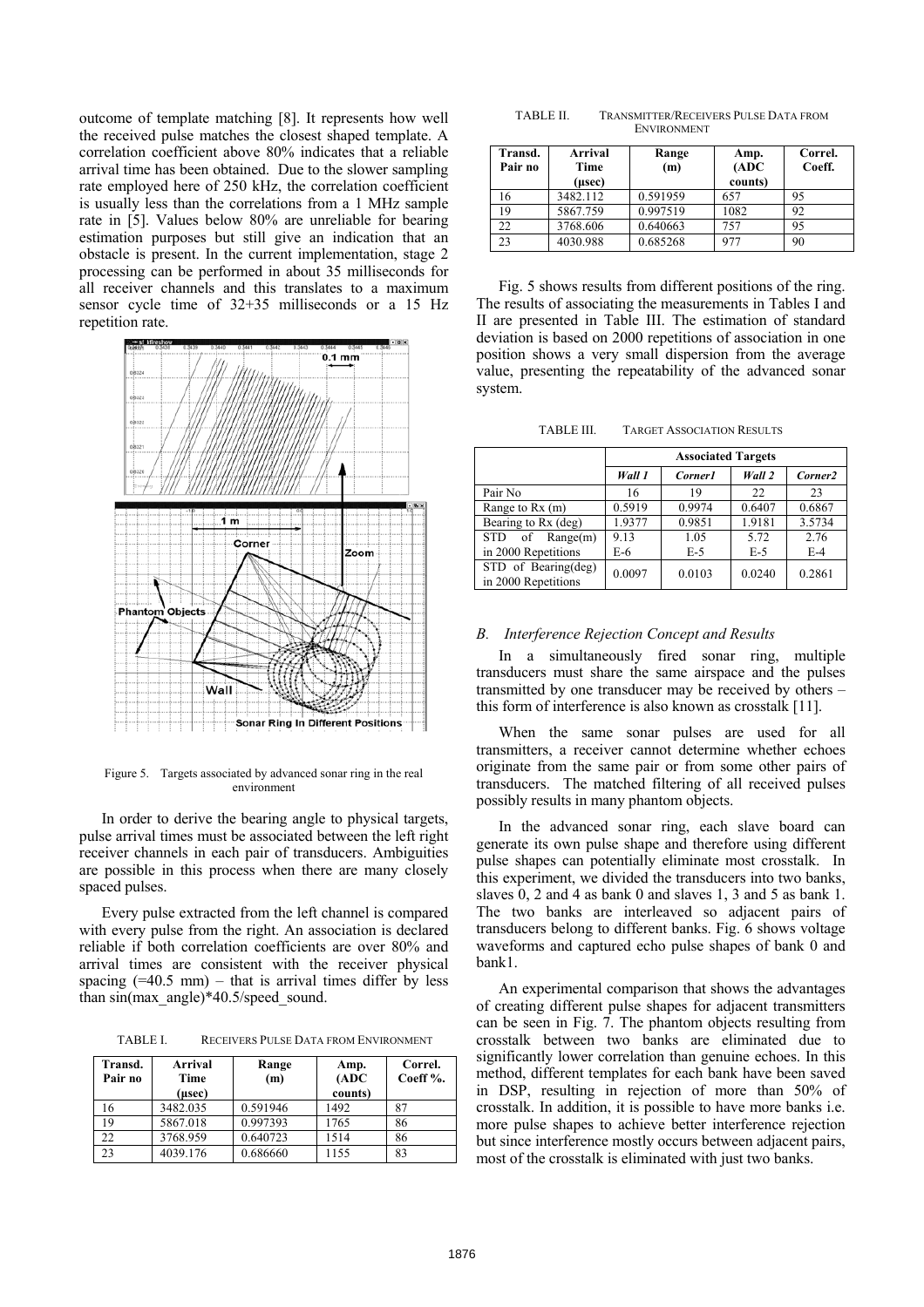outcome of template matching [8]. It represents how well the received pulse matches the closest shaped template. A correlation coefficient above 80% indicates that a reliable arrival time has been obtained. Due to the slower sampling rate employed here of 250 kHz, the correlation coefficient is usually less than the correlations from a 1 MHz sample rate in [5]. Values below 80% are unreliable for bearing estimation purposes but still give an indication that an obstacle is present. In the current implementation, stage 2 processing can be performed in about 35 milliseconds for all receiver channels and this translates to a maximum sensor cycle time of 32+35 milliseconds or a 15 Hz repetition rate.

Figure 5. Targets associated by advanced sonar ring in the real environment

In order to derive the bearing angle to physical targets, pulse arrival times must be associated between the left right receiver channels in each pair of transducers. Ambiguities are possible in this process when there are many closely spaced pulses.

Every pulse extracted from the left channel is compared with every pulse from the right. An association is declared reliable if both correlation coefficients are over 80% and arrival times are consistent with the receiver physical spacing (=40.5 mm) – that is arrival times differ by less than sin(max_angle)*40.5/speed_sound.

TABLE I. RECEIVERS PULSE DATA FROM ENVIRONMENT

| Transd. Pair no | Arrival Time (μsec) | Range (m) | Amp. (ADC counts) | Correl. Coeff %. |
|---|---|---|---|---|
| 16 | 3482.035 | 0.591946 | 1492 | 87 |
| 19 | 5867.018 | 0.997393 | 1765 | 86 |
| 22 | 3768.959 | 0.640723 | 1514 | 86 |
| 23 | 4039.176 | 0.686660 | 1155 | 83 |

TABLE II. TRANSMITTER/RECEIVERS PULSE DATA FROM ENVIRONMENT

| Transd. Pair no | Arrival Time (μsec) | Range (m) | Amp. (ADC counts) | Correl. Coeff. |
|---|---|---|---|---|
| 16 | 3482.112 | 0.591959 | 657 | 95 |
| 19 | 5867.759 | 0.997519 | 1082 | 92 |
| 22 | 3768.606 | 0.640663 | 757 | 95 |
| 23 | 4030.988 | 0.685268 | 977 | 90 |

Fig. 5 shows results from different positions of the ring. The results of associating the measurements in Tables I and II are presented in Table III. The estimation of standard deviation is based on 2000 repetitions of association in one position shows a very small dispersion from the average value, presenting the repeatability of the advanced sonar system.

TABLE III. TARGET ASSOCIATION RESULTS

| | Associated Targets | | | |
|---|---|---|---|---|
| | *Wall 1* | *Corner1* | *Wall 2* | *Corner2* |
| Pair No | 16 | 19 | 22 | 23 |
| Range to Rx (m) | 0.5919 | 0.9974 | 0.6407 | 0.6867 |
| Bearing to Rx (deg) | 1.9377 | 0.9851 | 1.9181 | 3.5734 |
| STD of Range(m) in 2000 Repetitions | 9.13 E-6 | 1.05 E-5 | 5.72 E-5 | 2.76 E-4 |
| STD of Bearing(deg) in 2000 Repetitions | 0.0097 | 0.0103 | 0.0240 | 0.2861 |

### *B. Interference Rejection Concept and Results*

In a simultaneously fired sonar ring, multiple transducers must share the same airspace and the pulses transmitted by one transducer may be received by others – this form of interference is also known as crosstalk [11].

When the same sonar pulses are used for all transmitters, a receiver cannot determine whether echoes originate from the same pair or from some other pairs of transducers. The matched filtering of all received pulses possibly results in many phantom objects.

In the advanced sonar ring, each slave board can generate its own pulse shape and therefore using different pulse shapes can potentially eliminate most crosstalk. In this experiment, we divided the transducers into two banks, slaves 0, 2 and 4 as bank 0 and slaves 1, 3 and 5 as bank 1. The two banks are interleaved so adjacent pairs of transducers belong to different banks. Fig. 6 shows voltage waveforms and captured echo pulse shapes of bank 0 and bank1.

An experimental comparison that shows the advantages of creating different pulse shapes for adjacent transmitters can be seen in Fig. 7. The phantom objects resulting from crosstalk between two banks are eliminated due to significantly lower correlation than genuine echoes. In this method, different templates for each bank have been saved in DSP, resulting in rejection of more than 50% of crosstalk. In addition, it is possible to have more banks i.e. more pulse shapes to achieve better interference rejection but since interference mostly occurs between adjacent pairs, most of the crosstalk is eliminated with just two banks.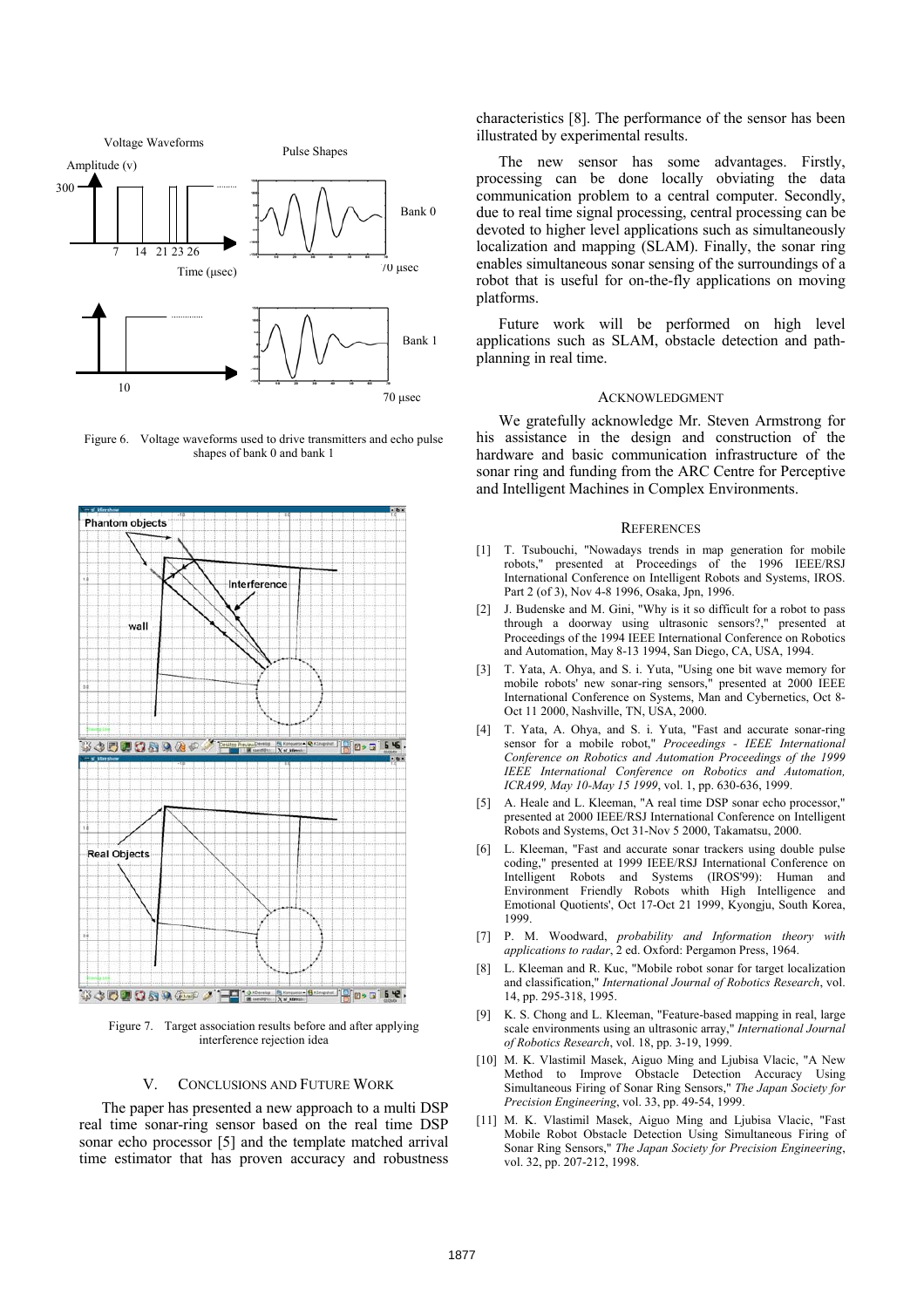Voltage Waveforms

Pulse Shapes

Amplitude (v)

300

7 14 21 23 26

Time (μsec)

Bank 0

70 μsec

10

Bank 1

70 μsec

Figure 6. Voltage waveforms used to drive transmitters and echo pulse shapes of bank 0 and bank 1

Phantom objects

Interference

wall

Real Objects

Figure 7. Target association results before and after applying interference rejection idea

## V. CONCLUSIONS AND FUTURE WORK

The paper has presented a new approach to a multi DSP real time sonar-ring sensor based on the real time DSP sonar echo processor [5] and the template matched arrival time estimator that has proven accuracy and robustness characteristics [8]. The performance of the sensor has been illustrated by experimental results.

The new sensor has some advantages. Firstly, processing can be done locally obviating the data communication problem to a central computer. Secondly, due to real time signal processing, central processing can be devoted to higher level applications such as simultaneously localization and mapping (SLAM). Finally, the sonar ring enables simultaneous sonar sensing of the surroundings of a robot that is useful for on-the-fly applications on moving platforms.

Future work will be performed on high level applications such as SLAM, obstacle detection and path-planning in real time.

## ACKNOWLEDGMENT

We gratefully acknowledge Mr. Steven Armstrong for his assistance in the design and construction of the hardware and basic communication infrastructure of the sonar ring and funding from the ARC Centre for Perceptive and Intelligent Machines in Complex Environments.

## REFERENCES

[1] T. Tsubouchi, "Nowadays trends in map generation for mobile robots," presented at Proceedings of the 1996 IEEE/RSJ International Conference on Intelligent Robots and Systems, IROS. Part 2 (of 3), Nov 4-8 1996, Osaka, Jpn, 1996.

[2] J. Budenske and M. Gini, "Why is it so difficult for a robot to pass through a doorway using ultrasonic sensors?," presented at Proceedings of the 1994 IEEE International Conference on Robotics and Automation, May 8-13 1994, San Diego, CA, USA, 1994.

[3] T. Yata, A. Ohya, and S. i. Yuta, "Using one bit wave memory for mobile robots' new sonar-ring sensors," presented at 2000 IEEE International Conference on Systems, Man and Cybernetics, Oct 8-Oct 11 2000, Nashville, TN, USA, 2000.

[4] T. Yata, A. Ohya, and S. i. Yuta, "Fast and accurate sonar-ring sensor for a mobile robot," *Proceedings - IEEE International Conference on Robotics and Automation Proceedings of the 1999 IEEE International Conference on Robotics and Automation, ICRA99, May 10-May 15 1999*, vol. 1, pp. 630-636, 1999.

[5] A. Heale and L. Kleeman, "A real time DSP sonar echo processor," presented at 2000 IEEE/RSJ International Conference on Intelligent Robots and Systems, Oct 31-Nov 5 2000, Takamatsu, 2000.

[6] L. Kleeman, "Fast and accurate sonar trackers using double pulse coding," presented at 1999 IEEE/RSJ International Conference on Intelligent Robots and Systems (IROS'99): Human and Environment Friendly Robots whith High Intelligence and Emotional Quotients', Oct 17-Oct 21 1999, Kyongju, South Korea, 1999.

[7] P. M. Woodward, *probability and Information theory with applications to radar*, 2 ed. Oxford: Pergamon Press, 1964.

[8] L. Kleeman and R. Kuc, "Mobile robot sonar for target localization and classification," *International Journal of Robotics Research*, vol. 14, pp. 295-318, 1995.

[9] K. S. Chong and L. Kleeman, "Feature-based mapping in real, large scale environments using an ultrasonic array," *International Journal of Robotics Research*, vol. 18, pp. 3-19, 1999.

[10] M. K. Vlastimil Masek, Aiguo Ming and Ljubisa Vlacic, "A New Method to Improve Obstacle Detection Accuracy Using Simultaneous Firing of Sonar Ring Sensors," *The Japan Society for Precision Engineering*, vol. 33, pp. 49-54, 1999.

[11] M. K. Vlastimil Masek, Aiguo Ming and Ljubisa Vlacic, "Fast Mobile Robot Obstacle Detection Using Simultaneous Firing of Sonar Ring Sensors," *The Japan Society for Precision Engineering*, vol. 32, pp. 207-212, 1998.